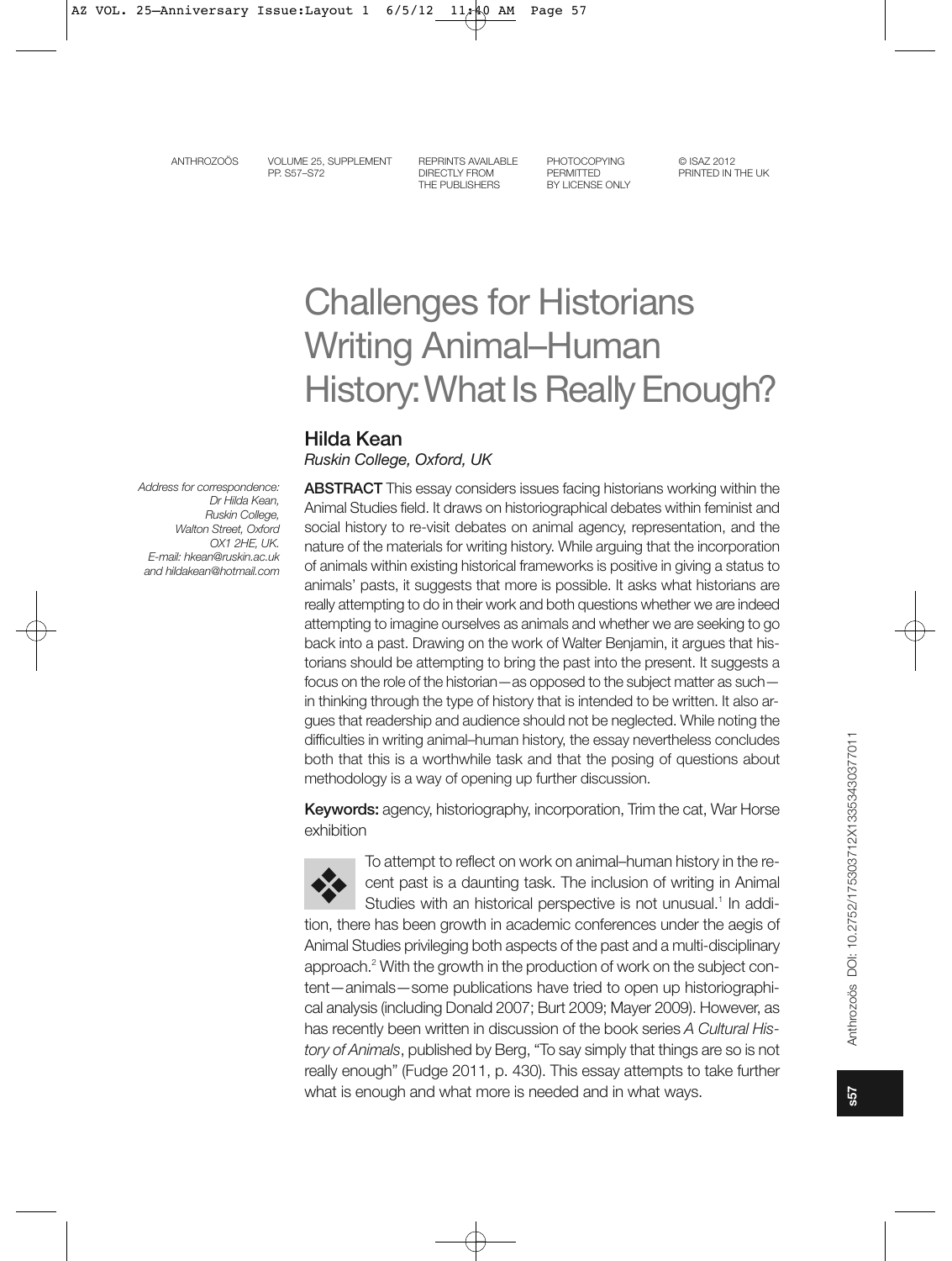# Challenges for Historians Writing Animal–Human History: What Is Really Enough?

## Hilda Kean

*Ruskin College, Oxford, UK*

*Address for correspondence: Dr Hilda Kean, Ruskin College, Walton Street, Oxford OX1 2HE, UK. E-mail: hkean@ruskin.ac.uk and hildakean@hotmail.com*

**ABSTRACT** This essay considers issues facing historians working within the Animal Studies field. It draws on historiographical debates within feminist and social history to re-visit debates on animal agency, representation, and the nature of the materials for writing history. While arguing that the incorporation of animals within existing historical frameworks is positive in giving a status to animals' pasts, it suggests that more is possible. It asks what historians are really attempting to do in their work and both questions whether we are indeed attempting to imagine ourselves as animals and whether we are seeking to go back into a past. Drawing on the work of Walter Benjamin, it argues that historians should be attempting to bring the past into the present. It suggests a focus on the role of the historian—as opposed to the subject matter as such—in thinking through the type of history that is intended to be written. It also argues that readership and audience should not be neglected. While noting the difficulties in writing animal–human history, the essay nevertheless concludes both that this is a worthwhile task and that the posing of questions about methodology is a way of opening up further discussion.

**Keywords:** agency, historiography, incorporation, Trim the cat, War Horse exhibition

To attempt to reflect on work on animal–human history in the recent past is a daunting task. The inclusion of writing in Animal Studies with an historical perspective is not unusual.[1] In addition, there has been growth in academic conferences under the aegis of Animal Studies privileging both aspects of the past and a multi-disciplinary approach.[2] With the growth in the production of work on the subject content—animals—some publications have tried to open up historiographical analysis (including Donald 2007; Burt 2009; Mayer 2009). However, as has recently been written in discussion of the book series *A Cultural History of Animals*, published by Berg, "To say simply that things are so is not really enough" (Fudge 2011, p. 430). This essay attempts to take further what is enough and what more is needed and in what ways.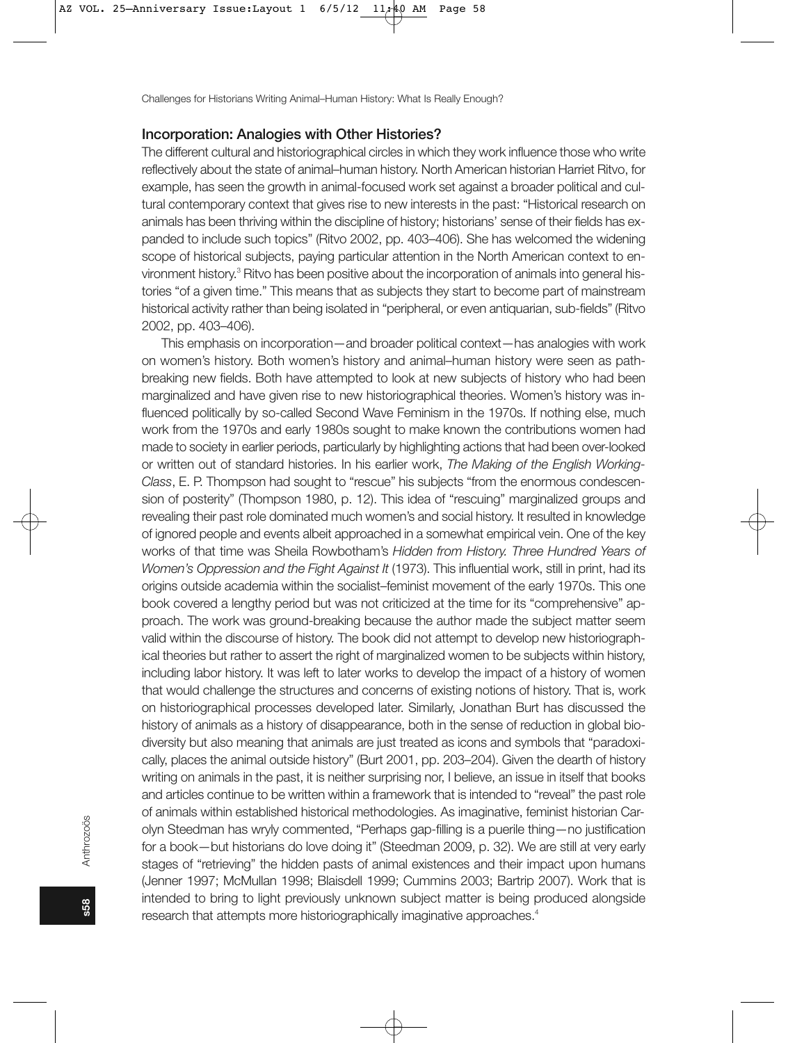## Incorporation: Analogies with Other Histories?

The different cultural and historiographical circles in which they work influence those who write reflectively about the state of animal–human history. North American historian Harriet Ritvo, for example, has seen the growth in animal-focused work set against a broader political and cultural contemporary context that gives rise to new interests in the past: "Historical research on animals has been thriving within the discipline of history; historians' sense of their fields has expanded to include such topics" (Ritvo 2002, pp. 403–406). She has welcomed the widening scope of historical subjects, paying particular attention in the North American context to environment history.[3] Ritvo has been positive about the incorporation of animals into general histories "of a given time." This means that as subjects they start to become part of mainstream historical activity rather than being isolated in "peripheral, or even antiquarian, sub-fields" (Ritvo 2002, pp. 403–406).

This emphasis on incorporation—and broader political context—has analogies with work on women's history. Both women's history and animal–human history were seen as path-breaking new fields. Both have attempted to look at new subjects of history who had been marginalized and have given rise to new historiographical theories. Women's history was influenced politically by so-called Second Wave Feminism in the 1970s. If nothing else, work from the 1970s and early 1980s sought to make known the contributions women had made to society in earlier periods, particularly by highlighting actions that had been over-looked or written out of standard histories. In his earlier work, *The Making of the English Working-Class*, E. P. Thompson had sought to "rescue" his subjects "from the enormous condescension of posterity" (Thompson 1980, p. 12). This idea of "rescuing" marginalized groups and revealing their past role dominated much women's and social history. It resulted in knowledge of ignored people and events albeit approached in a somewhat empirical vein. One of the key works of that time was Sheila Rowbotham's *Hidden from History. Three Hundred Years of Women's Oppression and the Fight Against It* (1973). This influential work, still in print, had its origins outside academia within the socialist–feminist movement of the early 1970s. This one book covered a lengthy period but was not criticized at the time for its "comprehensive" approach. The work was ground-breaking because the author made the subject matter seem valid within the discourse of history. The book did not attempt to develop new historiographical theories but rather to assert the right of marginalized women to be subjects within history, including labor history. It was left to later works to develop the impact of a history of women that would challenge the structures and concerns of existing notions of history. That is, work on historiographical processes developed later. Similarly, Jonathan Burt has discussed the history of animals as a history of disappearance, both in the sense of reduction in global biodiversity but also meaning that animals are just treated as icons and symbols that "paradoxically, places the animal outside history" (Burt 2001, pp. 203–204). Given the dearth of history writing on animals in the past, it is neither surprising nor, I believe, an issue in itself that books and articles continue to be written within a framework that is intended to "reveal" the past role of animals within established historical methodologies. As imaginative, feminist historian Carolyn Steedman has wryly commented, "Perhaps gap-filling is a puerile thing—no justification for a book—but historians do love doing it" (Steedman 2009, p. 32). We are still at very early stages of "retrieving" the hidden pasts of animal existences and their impact upon humans (Jenner 1997; McMullan 1998; Blaisdell 1999; Cummins 2003; Bartrip 2007). Work that is intended to bring to light previously unknown subject matter is being produced alongside research that attempts more historiographically imaginative approaches.[4]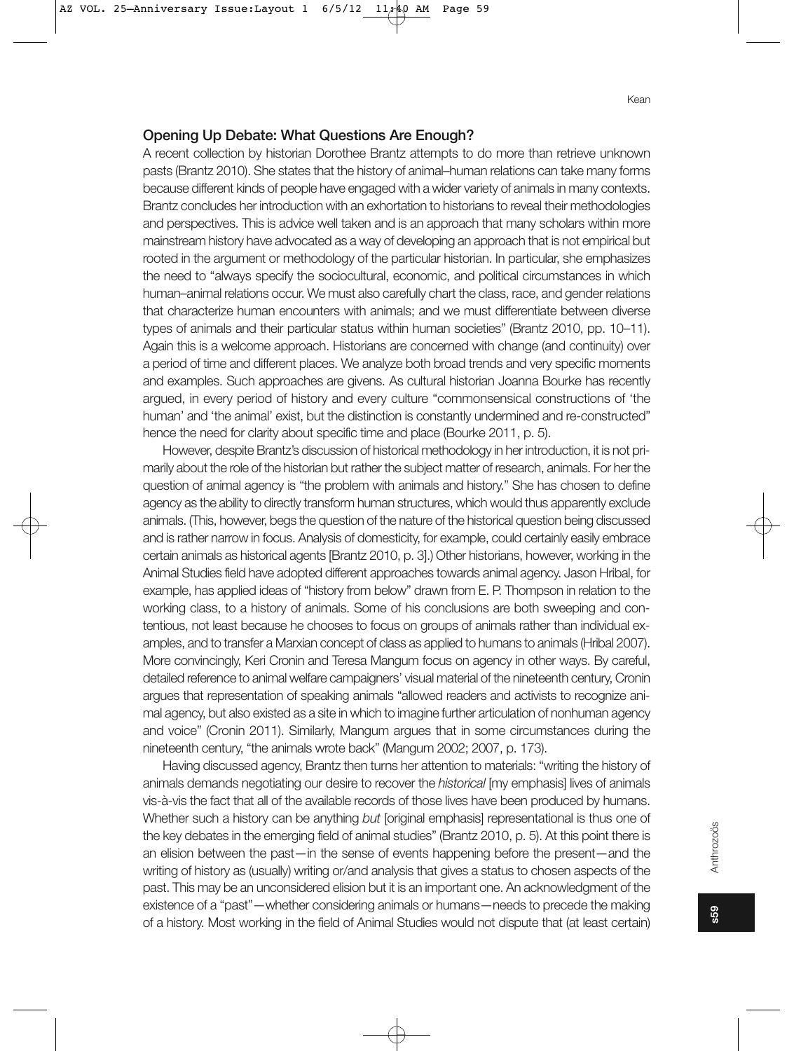## Opening Up Debate: What Questions Are Enough?

A recent collection by historian Dorothee Brantz attempts to do more than retrieve unknown pasts (Brantz 2010). She states that the history of animal–human relations can take many forms because different kinds of people have engaged with a wider variety of animals in many contexts. Brantz concludes her introduction with an exhortation to historians to reveal their methodologies and perspectives. This is advice well taken and is an approach that many scholars within more mainstream history have advocated as a way of developing an approach that is not empirical but rooted in the argument or methodology of the particular historian. In particular, she emphasizes the need to "always specify the sociocultural, economic, and political circumstances in which human–animal relations occur. We must also carefully chart the class, race, and gender relations that characterize human encounters with animals; and we must differentiate between diverse types of animals and their particular status within human societies" (Brantz 2010, pp. 10–11). Again this is a welcome approach. Historians are concerned with change (and continuity) over a period of time and different places. We analyze both broad trends and very specific moments and examples. Such approaches are givens. As cultural historian Joanna Bourke has recently argued, in every period of history and every culture "commonsensical constructions of 'the human' and 'the animal' exist, but the distinction is constantly undermined and re-constructed" hence the need for clarity about specific time and place (Bourke 2011, p. 5).

However, despite Brantz's discussion of historical methodology in her introduction, it is not primarily about the role of the historian but rather the subject matter of research, animals. For her the question of animal agency is "the problem with animals and history." She has chosen to define agency as the ability to directly transform human structures, which would thus apparently exclude animals. (This, however, begs the question of the nature of the historical question being discussed and is rather narrow in focus. Analysis of domesticity, for example, could certainly easily embrace certain animals as historical agents [Brantz 2010, p. 3].) Other historians, however, working in the Animal Studies field have adopted different approaches towards animal agency. Jason Hribal, for example, has applied ideas of "history from below" drawn from E. P. Thompson in relation to the working class, to a history of animals. Some of his conclusions are both sweeping and contentious, not least because he chooses to focus on groups of animals rather than individual examples, and to transfer a Marxian concept of class as applied to humans to animals (Hribal 2007). More convincingly, Keri Cronin and Teresa Mangum focus on agency in other ways. By careful, detailed reference to animal welfare campaigners' visual material of the nineteenth century, Cronin argues that representation of speaking animals "allowed readers and activists to recognize animal agency, but also existed as a site in which to imagine further articulation of nonhuman agency and voice" (Cronin 2011). Similarly, Mangum argues that in some circumstances during the nineteenth century, "the animals wrote back" (Mangum 2002; 2007, p. 173).

Having discussed agency, Brantz then turns her attention to materials: "writing the history of animals demands negotiating our desire to recover the *historical* [my emphasis] lives of animals vis-à-vis the fact that all of the available records of those lives have been produced by humans. Whether such a history can be anything *but* [original emphasis] representational is thus one of the key debates in the emerging field of animal studies" (Brantz 2010, p. 5). At this point there is an elision between the past—in the sense of events happening before the present—and the writing of history as (usually) writing or/and analysis that gives a status to chosen aspects of the past. This may be an unconsidered elision but it is an important one. An acknowledgment of the existence of a "past"—whether considering animals or humans—needs to precede the making of a history. Most working in the field of Animal Studies would not dispute that (at least certain)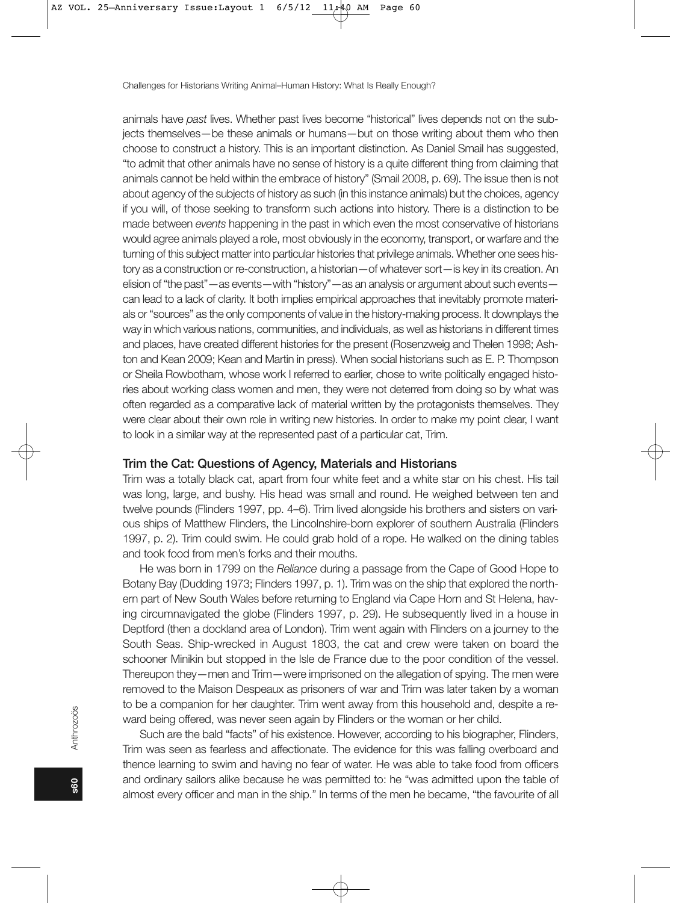animals have *past* lives. Whether past lives become "historical" lives depends not on the subjects themselves—be these animals or humans—but on those writing about them who then choose to construct a history. This is an important distinction. As Daniel Smail has suggested, "to admit that other animals have no sense of history is a quite different thing from claiming that animals cannot be held within the embrace of history" (Smail 2008, p. 69). The issue then is not about agency of the subjects of history as such (in this instance animals) but the choices, agency if you will, of those seeking to transform such actions into history. There is a distinction to be made between *events* happening in the past in which even the most conservative of historians would agree animals played a role, most obviously in the economy, transport, or warfare and the turning of this subject matter into particular histories that privilege animals. Whether one sees history as a construction or re-construction, a historian—of whatever sort—is key in its creation. An elision of "the past"—as events—with "history"—as an analysis or argument about such events—can lead to a lack of clarity. It both implies empirical approaches that inevitably promote materials or "sources" as the only components of value in the history-making process. It downplays the way in which various nations, communities, and individuals, as well as historians in different times and places, have created different histories for the present (Rosenzweig and Thelen 1998; Ashton and Kean 2009; Kean and Martin in press). When social historians such as E. P. Thompson or Sheila Rowbotham, whose work I referred to earlier, chose to write politically engaged histories about working class women and men, they were not deterred from doing so by what was often regarded as a comparative lack of material written by the protagonists themselves. They were clear about their own role in writing new histories. In order to make my point clear, I want to look in a similar way at the represented past of a particular cat, Trim.

## Trim the Cat: Questions of Agency, Materials and Historians

Trim was a totally black cat, apart from four white feet and a white star on his chest. His tail was long, large, and bushy. His head was small and round. He weighed between ten and twelve pounds (Flinders 1997, pp. 4–6). Trim lived alongside his brothers and sisters on various ships of Matthew Flinders, the Lincolnshire-born explorer of southern Australia (Flinders 1997, p. 2). Trim could swim. He could grab hold of a rope. He walked on the dining tables and took food from men's forks and their mouths.

He was born in 1799 on the *Reliance* during a passage from the Cape of Good Hope to Botany Bay (Dudding 1973; Flinders 1997, p. 1). Trim was on the ship that explored the northern part of New South Wales before returning to England via Cape Horn and St Helena, having circumnavigated the globe (Flinders 1997, p. 29). He subsequently lived in a house in Deptford (then a dockland area of London). Trim went again with Flinders on a journey to the South Seas. Ship-wrecked in August 1803, the cat and crew were taken on board the schooner Minikin but stopped in the Isle de France due to the poor condition of the vessel. Thereupon they—men and Trim—were imprisoned on the allegation of spying. The men were removed to the Maison Despeaux as prisoners of war and Trim was later taken by a woman to be a companion for her daughter. Trim went away from this household and, despite a reward being offered, was never seen again by Flinders or the woman or her child.

Such are the bald "facts" of his existence. However, according to his biographer, Flinders, Trim was seen as fearless and affectionate. The evidence for this was falling overboard and thence learning to swim and having no fear of water. He was able to take food from officers and ordinary sailors alike because he was permitted to: he "was admitted upon the table of almost every officer and man in the ship." In terms of the men he became, "the favourite of all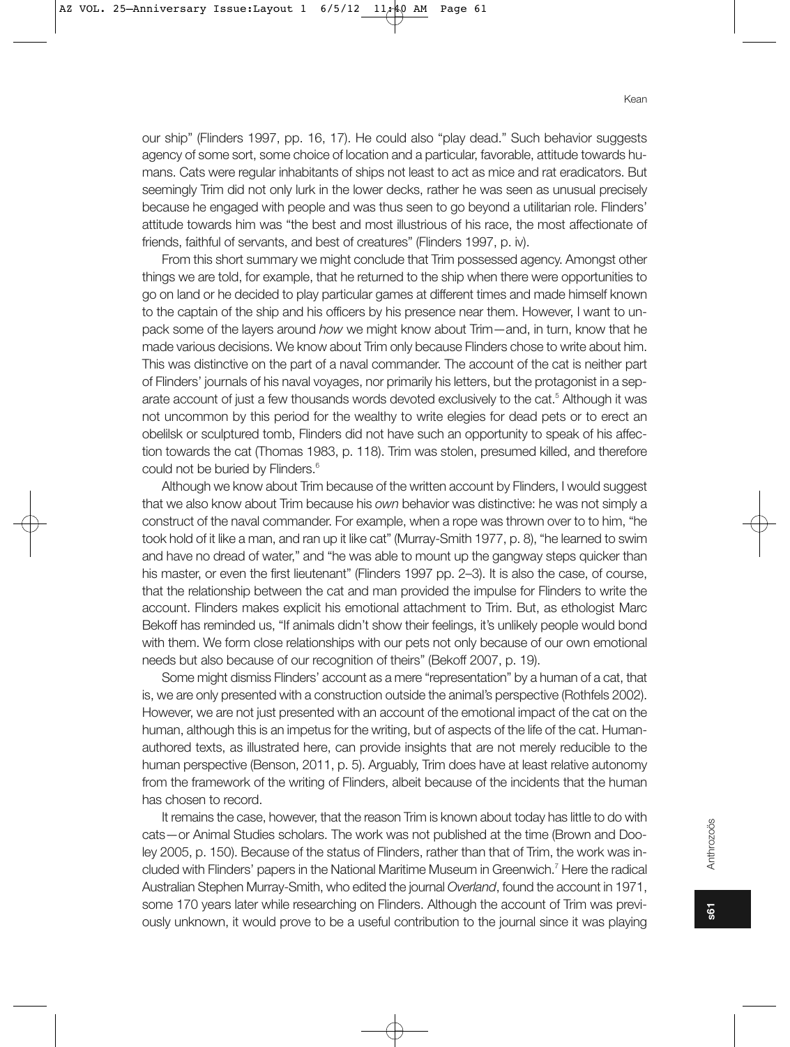our ship" (Flinders 1997, pp. 16, 17). He could also "play dead." Such behavior suggests agency of some sort, some choice of location and a particular, favorable, attitude towards humans. Cats were regular inhabitants of ships not least to act as mice and rat eradicators. But seemingly Trim did not only lurk in the lower decks, rather he was seen as unusual precisely because he engaged with people and was thus seen to go beyond a utilitarian role. Flinders' attitude towards him was "the best and most illustrious of his race, the most affectionate of friends, faithful of servants, and best of creatures" (Flinders 1997, p. iv).

From this short summary we might conclude that Trim possessed agency. Amongst other things we are told, for example, that he returned to the ship when there were opportunities to go on land or he decided to play particular games at different times and made himself known to the captain of the ship and his officers by his presence near them. However, I want to unpack some of the layers around *how* we might know about Trim—and, in turn, know that he made various decisions. We know about Trim only because Flinders chose to write about him. This was distinctive on the part of a naval commander. The account of the cat is neither part of Flinders' journals of his naval voyages, nor primarily his letters, but the protagonist in a separate account of just a few thousands words devoted exclusively to the cat.[5] Although it was not uncommon by this period for the wealthy to write elegies for dead pets or to erect an obelilsk or sculptured tomb, Flinders did not have such an opportunity to speak of his affection towards the cat (Thomas 1983, p. 118). Trim was stolen, presumed killed, and therefore could not be buried by Flinders.[6]

Although we know about Trim because of the written account by Flinders, I would suggest that we also know about Trim because his *own* behavior was distinctive: he was not simply a construct of the naval commander. For example, when a rope was thrown over to to him, "he took hold of it like a man, and ran up it like cat" (Murray-Smith 1977, p. 8), "he learned to swim and have no dread of water," and "he was able to mount up the gangway steps quicker than his master, or even the first lieutenant" (Flinders 1997 pp. 2–3). It is also the case, of course, that the relationship between the cat and man provided the impulse for Flinders to write the account. Flinders makes explicit his emotional attachment to Trim. But, as ethologist Marc Bekoff has reminded us, "If animals didn't show their feelings, it's unlikely people would bond with them. We form close relationships with our pets not only because of our own emotional needs but also because of our recognition of theirs" (Bekoff 2007, p. 19).

Some might dismiss Flinders' account as a mere "representation" by a human of a cat, that is, we are only presented with a construction outside the animal's perspective (Rothfels 2002). However, we are not just presented with an account of the emotional impact of the cat on the human, although this is an impetus for the writing, but of aspects of the life of the cat. Human-authored texts, as illustrated here, can provide insights that are not merely reducible to the human perspective (Benson, 2011, p. 5). Arguably, Trim does have at least relative autonomy from the framework of the writing of Flinders, albeit because of the incidents that the human has chosen to record.

It remains the case, however, that the reason Trim is known about today has little to do with cats—or Animal Studies scholars. The work was not published at the time (Brown and Dooley 2005, p. 150). Because of the status of Flinders, rather than that of Trim, the work was included with Flinders' papers in the National Maritime Museum in Greenwich.[7] Here the radical Australian Stephen Murray-Smith, who edited the journal *Overland*, found the account in 1971, some 170 years later while researching on Flinders. Although the account of Trim was previously unknown, it would prove to be a useful contribution to the journal since it was playing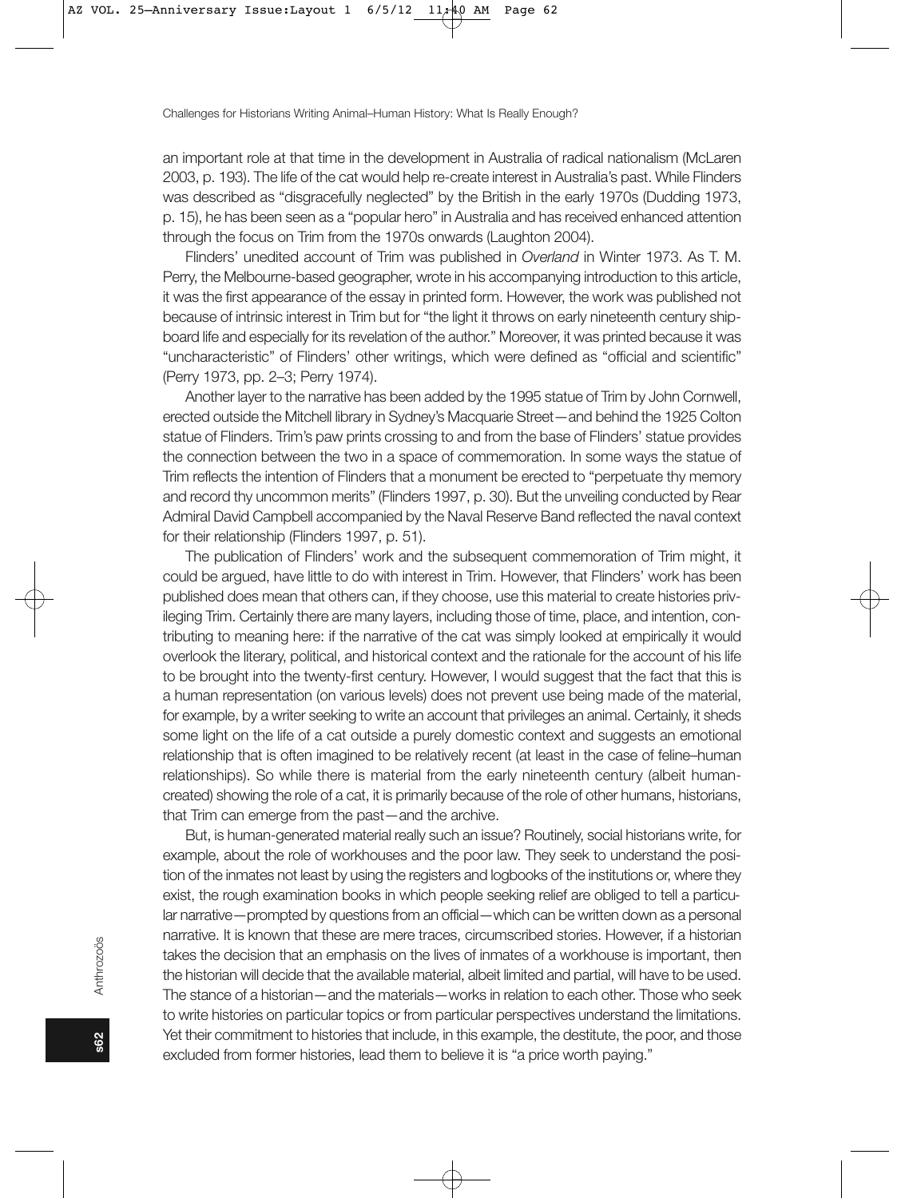an important role at that time in the development in Australia of radical nationalism (McLaren 2003, p. 193). The life of the cat would help re-create interest in Australia's past. While Flinders was described as "disgracefully neglected" by the British in the early 1970s (Dudding 1973, p. 15), he has been seen as a "popular hero" in Australia and has received enhanced attention through the focus on Trim from the 1970s onwards (Laughton 2004).

Flinders' unedited account of Trim was published in *Overland* in Winter 1973. As T. M. Perry, the Melbourne-based geographer, wrote in his accompanying introduction to this article, it was the first appearance of the essay in printed form. However, the work was published not because of intrinsic interest in Trim but for "the light it throws on early nineteenth century shipboard life and especially for its revelation of the author." Moreover, it was printed because it was "uncharacteristic" of Flinders' other writings, which were defined as "official and scientific" (Perry 1973, pp. 2–3; Perry 1974).

Another layer to the narrative has been added by the 1995 statue of Trim by John Cornwell, erected outside the Mitchell library in Sydney's Macquarie Street—and behind the 1925 Colton statue of Flinders. Trim's paw prints crossing to and from the base of Flinders' statue provides the connection between the two in a space of commemoration. In some ways the statue of Trim reflects the intention of Flinders that a monument be erected to "perpetuate thy memory and record thy uncommon merits" (Flinders 1997, p. 30). But the unveiling conducted by Rear Admiral David Campbell accompanied by the Naval Reserve Band reflected the naval context for their relationship (Flinders 1997, p. 51).

The publication of Flinders' work and the subsequent commemoration of Trim might, it could be argued, have little to do with interest in Trim. However, that Flinders' work has been published does mean that others can, if they choose, use this material to create histories privileging Trim. Certainly there are many layers, including those of time, place, and intention, contributing to meaning here: if the narrative of the cat was simply looked at empirically it would overlook the literary, political, and historical context and the rationale for the account of his life to be brought into the twenty-first century. However, I would suggest that the fact that this is a human representation (on various levels) does not prevent use being made of the material, for example, by a writer seeking to write an account that privileges an animal. Certainly, it sheds some light on the life of a cat outside a purely domestic context and suggests an emotional relationship that is often imagined to be relatively recent (at least in the case of feline–human relationships). So while there is material from the early nineteenth century (albeit human-created) showing the role of a cat, it is primarily because of the role of other humans, historians, that Trim can emerge from the past—and the archive.

But, is human-generated material really such an issue? Routinely, social historians write, for example, about the role of workhouses and the poor law. They seek to understand the position of the inmates not least by using the registers and logbooks of the institutions or, where they exist, the rough examination books in which people seeking relief are obliged to tell a particular narrative—prompted by questions from an official—which can be written down as a personal narrative. It is known that these are mere traces, circumscribed stories. However, if a historian takes the decision that an emphasis on the lives of inmates of a workhouse is important, then the historian will decide that the available material, albeit limited and partial, will have to be used. The stance of a historian—and the materials—works in relation to each other. Those who seek to write histories on particular topics or from particular perspectives understand the limitations. Yet their commitment to histories that include, in this example, the destitute, the poor, and those excluded from former histories, lead them to believe it is "a price worth paying."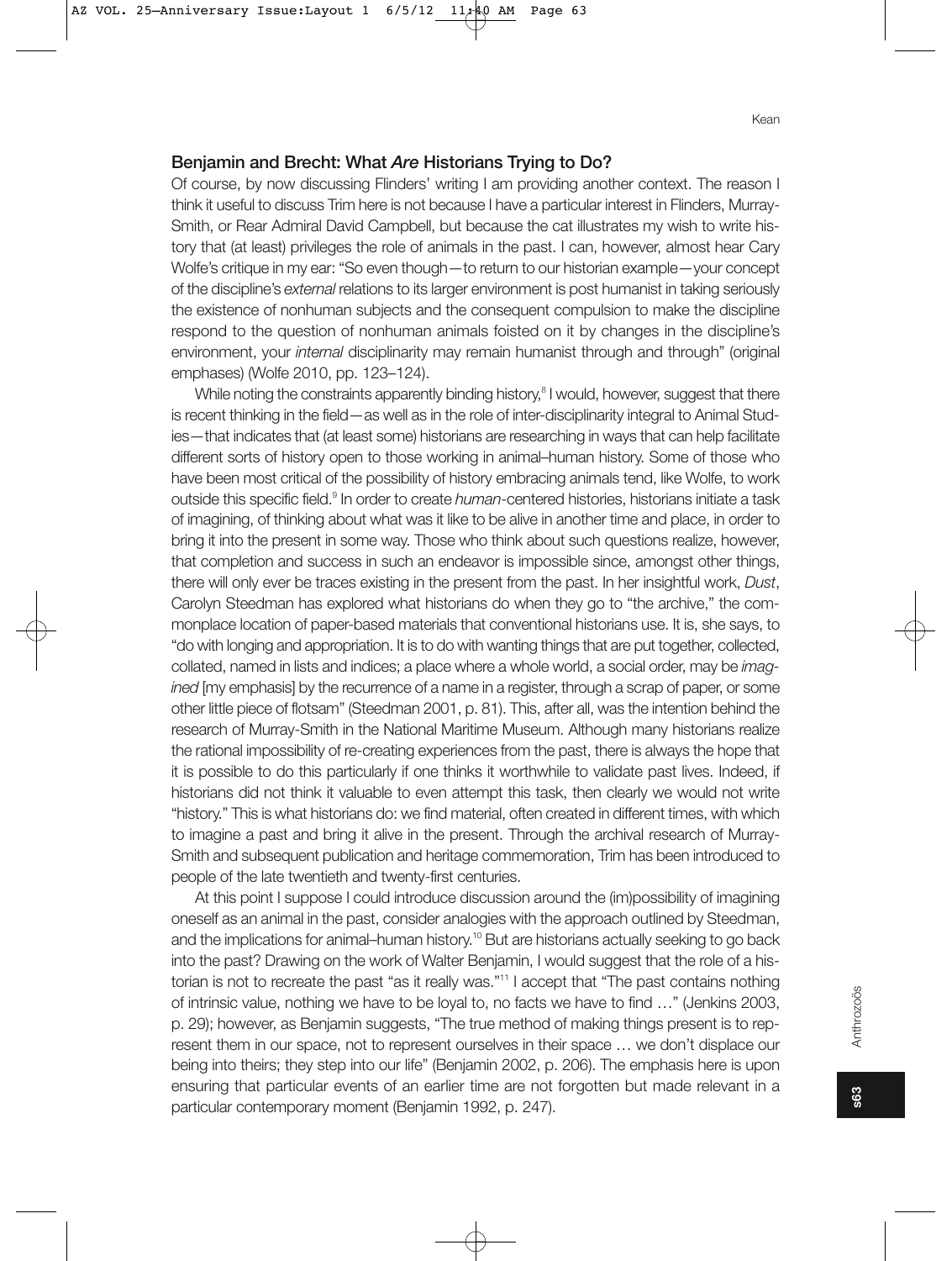## Benjamin and Brecht: What *Are* Historians Trying to Do?

Of course, by now discussing Flinders' writing I am providing another context. The reason I think it useful to discuss Trim here is not because I have a particular interest in Flinders, Murray-Smith, or Rear Admiral David Campbell, but because the cat illustrates my wish to write history that (at least) privileges the role of animals in the past. I can, however, almost hear Cary Wolfe's critique in my ear: "So even though—to return to our historian example—your concept of the discipline's *external* relations to its larger environment is post humanist in taking seriously the existence of nonhuman subjects and the consequent compulsion to make the discipline respond to the question of nonhuman animals foisted on it by changes in the discipline's environment, your *internal* disciplinarity may remain humanist through and through" (original emphases) (Wolfe 2010, pp. 123–124).

While noting the constraints apparently binding history,[8] I would, however, suggest that there is recent thinking in the field—as well as in the role of inter-disciplinarity integral to Animal Studies—that indicates that (at least some) historians are researching in ways that can help facilitate different sorts of history open to those working in animal–human history. Some of those who have been most critical of the possibility of history embracing animals tend, like Wolfe, to work outside this specific field.[9] In order to create *human*-centered histories, historians initiate a task of imagining, of thinking about what was it like to be alive in another time and place, in order to bring it into the present in some way. Those who think about such questions realize, however, that completion and success in such an endeavor is impossible since, amongst other things, there will only ever be traces existing in the present from the past. In her insightful work, *Dust*, Carolyn Steedman has explored what historians do when they go to "the archive," the commonplace location of paper-based materials that conventional historians use. It is, she says, to "do with longing and appropriation. It is to do with wanting things that are put together, collected, collated, named in lists and indices; a place where a whole world, a social order, may be *imagined* [my emphasis] by the recurrence of a name in a register, through a scrap of paper, or some other little piece of flotsam" (Steedman 2001, p. 81). This, after all, was the intention behind the research of Murray-Smith in the National Maritime Museum. Although many historians realize the rational impossibility of re-creating experiences from the past, there is always the hope that it is possible to do this particularly if one thinks it worthwhile to validate past lives. Indeed, if historians did not think it valuable to even attempt this task, then clearly we would not write "history." This is what historians do: we find material, often created in different times, with which to imagine a past and bring it alive in the present. Through the archival research of Murray-Smith and subsequent publication and heritage commemoration, Trim has been introduced to people of the late twentieth and twenty-first centuries.

At this point I suppose I could introduce discussion around the (im)possibility of imagining oneself as an animal in the past, consider analogies with the approach outlined by Steedman, and the implications for animal–human history.[10] But are historians actually seeking to go back into the past? Drawing on the work of Walter Benjamin, I would suggest that the role of a historian is not to recreate the past "as it really was."[11] I accept that "The past contains nothing of intrinsic value, nothing we have to be loyal to, no facts we have to find …" (Jenkins 2003, p. 29); however, as Benjamin suggests, "The true method of making things present is to represent them in our space, not to represent ourselves in their space … we don't displace our being into theirs; they step into our life" (Benjamin 2002, p. 206). The emphasis here is upon ensuring that particular events of an earlier time are not forgotten but made relevant in a particular contemporary moment (Benjamin 1992, p. 247).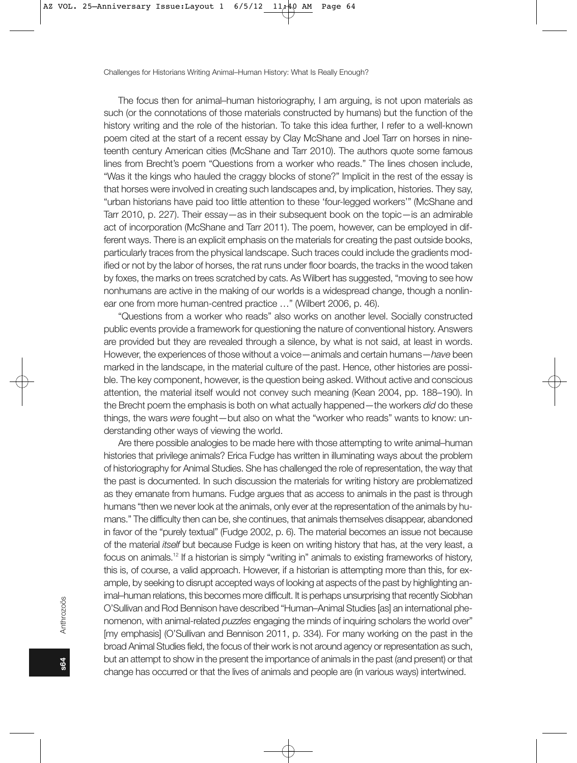The focus then for animal–human historiography, I am arguing, is not upon materials as such (or the connotations of those materials constructed by humans) but the function of the history writing and the role of the historian. To take this idea further, I refer to a well-known poem cited at the start of a recent essay by Clay McShane and Joel Tarr on horses in nineteenth century American cities (McShane and Tarr 2010). The authors quote some famous lines from Brecht's poem "Questions from a worker who reads." The lines chosen include, "Was it the kings who hauled the craggy blocks of stone?" Implicit in the rest of the essay is that horses were involved in creating such landscapes and, by implication, histories. They say, "urban historians have paid too little attention to these 'four-legged workers'" (McShane and Tarr 2010, p. 227). Their essay—as in their subsequent book on the topic—is an admirable act of incorporation (McShane and Tarr 2011). The poem, however, can be employed in different ways. There is an explicit emphasis on the materials for creating the past outside books, particularly traces from the physical landscape. Such traces could include the gradients modified or not by the labor of horses, the rat runs under floor boards, the tracks in the wood taken by foxes, the marks on trees scratched by cats. As Wilbert has suggested, "moving to see how nonhumans are active in the making of our worlds is a widespread change, though a nonlinear one from more human-centred practice …" (Wilbert 2006, p. 46).

"Questions from a worker who reads" also works on another level. Socially constructed public events provide a framework for questioning the nature of conventional history. Answers are provided but they are revealed through a silence, by what is not said, at least in words. However, the experiences of those without a voice—animals and certain humans—*have* been marked in the landscape, in the material culture of the past. Hence, other histories are possible. The key component, however, is the question being asked. Without active and conscious attention, the material itself would not convey such meaning (Kean 2004, pp. 188–190). In the Brecht poem the emphasis is both on what actually happened—the workers *did* do these things, the wars *were* fought—but also on what the "worker who reads" wants to know: understanding other ways of viewing the world.

Are there possible analogies to be made here with those attempting to write animal–human histories that privilege animals? Erica Fudge has written in illuminating ways about the problem of historiography for Animal Studies. She has challenged the role of representation, the way that the past is documented. In such discussion the materials for writing history are problematized as they emanate from humans. Fudge argues that as access to animals in the past is through humans "then we never look at the animals, only ever at the representation of the animals by humans." The difficulty then can be, she continues, that animals themselves disappear, abandoned in favor of the "purely textual" (Fudge 2002, p. 6). The material becomes an issue not because of the material *itself* but because Fudge is keen on writing history that has, at the very least, a focus on animals.[12] If a historian is simply "writing in" animals to existing frameworks of history, this is, of course, a valid approach. However, if a historian is attempting more than this, for example, by seeking to disrupt accepted ways of looking at aspects of the past by highlighting animal–human relations, this becomes more difficult. It is perhaps unsurprising that recently Siobhan O'Sullivan and Rod Bennison have described "Human–Animal Studies [as] an international phenomenon, with animal-related *puzzles* engaging the minds of inquiring scholars the world over" [my emphasis] (O'Sullivan and Bennison 2011, p. 334). For many working on the past in the broad Animal Studies field, the focus of their work is not around agency or representation as such, but an attempt to show in the present the importance of animals in the past (and present) or that change has occurred or that the lives of animals and people are (in various ways) intertwined.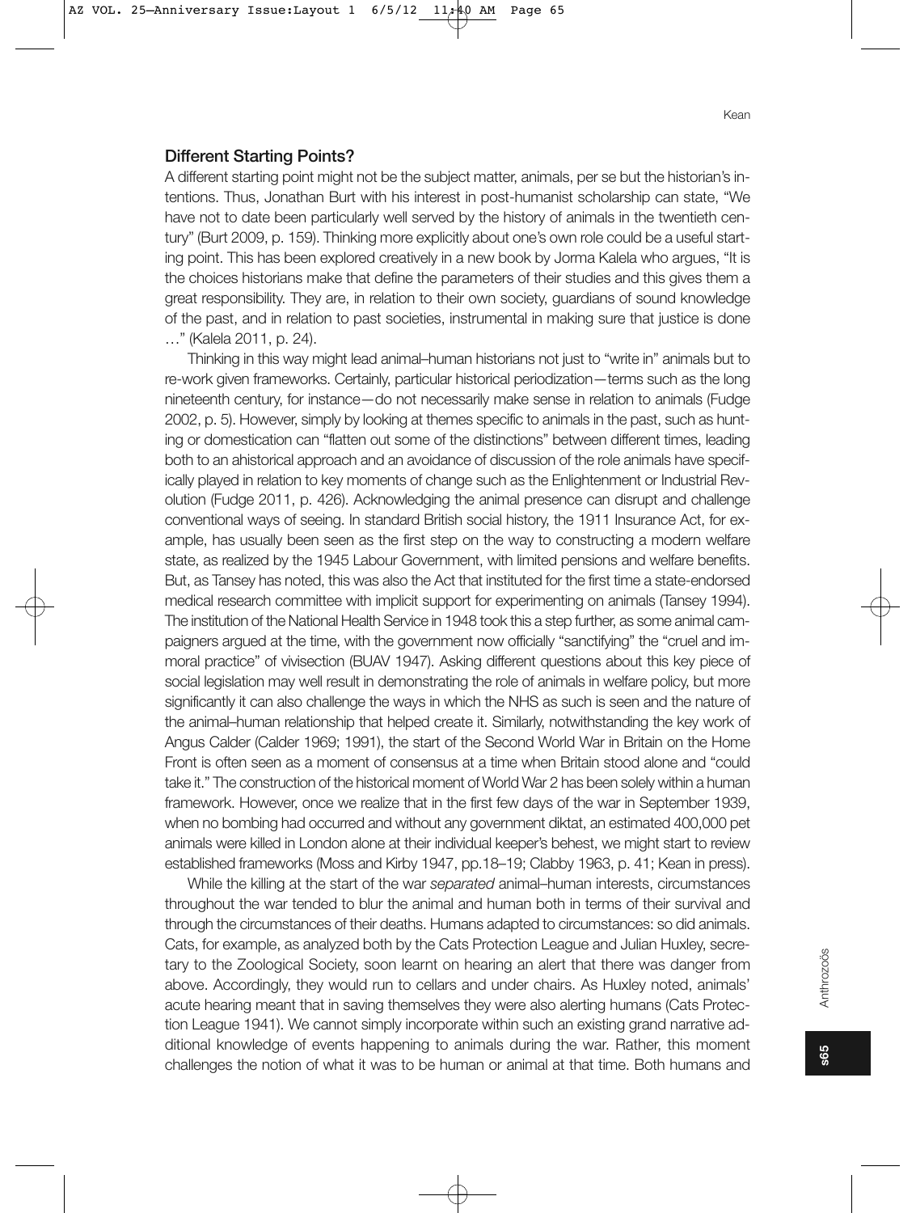## Different Starting Points?

A different starting point might not be the subject matter, animals, per se but the historian's intentions. Thus, Jonathan Burt with his interest in post-humanist scholarship can state, "We have not to date been particularly well served by the history of animals in the twentieth century" (Burt 2009, p. 159). Thinking more explicitly about one's own role could be a useful starting point. This has been explored creatively in a new book by Jorma Kalela who argues, "It is the choices historians make that define the parameters of their studies and this gives them a great responsibility. They are, in relation to their own society, guardians of sound knowledge of the past, and in relation to past societies, instrumental in making sure that justice is done …" (Kalela 2011, p. 24).

Thinking in this way might lead animal–human historians not just to "write in" animals but to re-work given frameworks. Certainly, particular historical periodization—terms such as the long nineteenth century, for instance—do not necessarily make sense in relation to animals (Fudge 2002, p. 5). However, simply by looking at themes specific to animals in the past, such as hunting or domestication can "flatten out some of the distinctions" between different times, leading both to an ahistorical approach and an avoidance of discussion of the role animals have specifically played in relation to key moments of change such as the Enlightenment or Industrial Revolution (Fudge 2011, p. 426). Acknowledging the animal presence can disrupt and challenge conventional ways of seeing. In standard British social history, the 1911 Insurance Act, for example, has usually been seen as the first step on the way to constructing a modern welfare state, as realized by the 1945 Labour Government, with limited pensions and welfare benefits. But, as Tansey has noted, this was also the Act that instituted for the first time a state-endorsed medical research committee with implicit support for experimenting on animals (Tansey 1994). The institution of the National Health Service in 1948 took this a step further, as some animal campaigners argued at the time, with the government now officially "sanctifying" the "cruel and immoral practice" of vivisection (BUAV 1947). Asking different questions about this key piece of social legislation may well result in demonstrating the role of animals in welfare policy, but more significantly it can also challenge the ways in which the NHS as such is seen and the nature of the animal–human relationship that helped create it. Similarly, notwithstanding the key work of Angus Calder (Calder 1969; 1991), the start of the Second World War in Britain on the Home Front is often seen as a moment of consensus at a time when Britain stood alone and "could take it." The construction of the historical moment of World War 2 has been solely within a human framework. However, once we realize that in the first few days of the war in September 1939, when no bombing had occurred and without any government diktat, an estimated 400,000 pet animals were killed in London alone at their individual keeper's behest, we might start to review established frameworks (Moss and Kirby 1947, pp.18–19; Clabby 1963, p. 41; Kean in press).

While the killing at the start of the war *separated* animal–human interests, circumstances throughout the war tended to blur the animal and human both in terms of their survival and through the circumstances of their deaths. Humans adapted to circumstances: so did animals. Cats, for example, as analyzed both by the Cats Protection League and Julian Huxley, secretary to the Zoological Society, soon learnt on hearing an alert that there was danger from above. Accordingly, they would run to cellars and under chairs. As Huxley noted, animals' acute hearing meant that in saving themselves they were also alerting humans (Cats Protection League 1941). We cannot simply incorporate within such an existing grand narrative additional knowledge of events happening to animals during the war. Rather, this moment challenges the notion of what it was to be human or animal at that time. Both humans and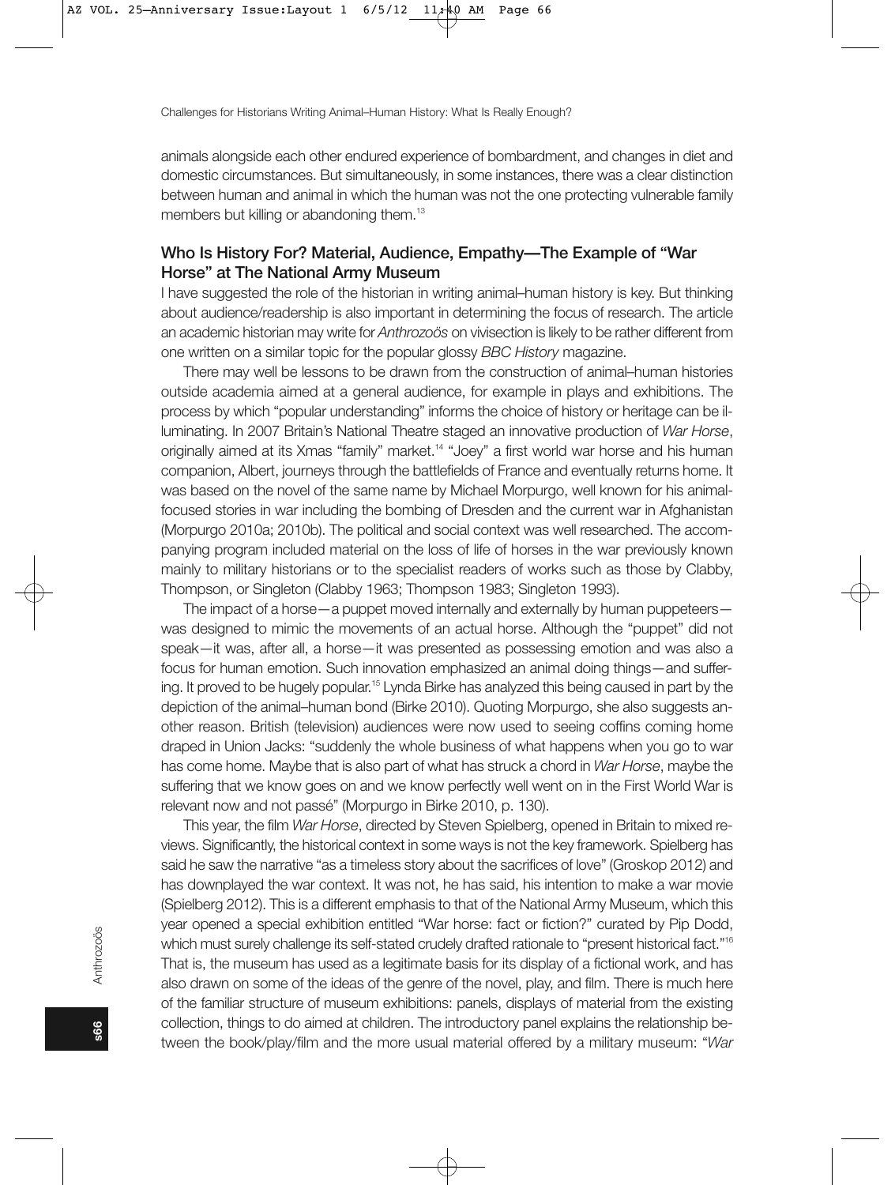animals alongside each other endured experience of bombardment, and changes in diet and domestic circumstances. But simultaneously, in some instances, there was a clear distinction between human and animal in which the human was not the one protecting vulnerable family members but killing or abandoning them.[13]

## Who Is History For? Material, Audience, Empathy—The Example of "War Horse" at The National Army Museum

I have suggested the role of the historian in writing animal–human history is key. But thinking about audience/readership is also important in determining the focus of research. The article an academic historian may write for *Anthrozoös* on vivisection is likely to be rather different from one written on a similar topic for the popular glossy *BBC History* magazine.

There may well be lessons to be drawn from the construction of animal–human histories outside academia aimed at a general audience, for example in plays and exhibitions. The process by which "popular understanding" informs the choice of history or heritage can be illuminating. In 2007 Britain's National Theatre staged an innovative production of *War Horse*, originally aimed at its Xmas "family" market.[14] "Joey" a first world war horse and his human companion, Albert, journeys through the battlefields of France and eventually returns home. It was based on the novel of the same name by Michael Morpurgo, well known for his animal-focused stories in war including the bombing of Dresden and the current war in Afghanistan (Morpurgo 2010a; 2010b). The political and social context was well researched. The accompanying program included material on the loss of life of horses in the war previously known mainly to military historians or to the specialist readers of works such as those by Clabby, Thompson, or Singleton (Clabby 1963; Thompson 1983; Singleton 1993).

The impact of a horse—a puppet moved internally and externally by human puppeteers—was designed to mimic the movements of an actual horse. Although the "puppet" did not speak—it was, after all, a horse—it was presented as possessing emotion and was also a focus for human emotion. Such innovation emphasized an animal doing things—and suffering. It proved to be hugely popular.[15] Lynda Birke has analyzed this being caused in part by the depiction of the animal–human bond (Birke 2010). Quoting Morpurgo, she also suggests another reason. British (television) audiences were now used to seeing coffins coming home draped in Union Jacks: "suddenly the whole business of what happens when you go to war has come home. Maybe that is also part of what has struck a chord in *War Horse*, maybe the suffering that we know goes on and we know perfectly well went on in the First World War is relevant now and not passé" (Morpurgo in Birke 2010, p. 130).

This year, the film *War Horse*, directed by Steven Spielberg, opened in Britain to mixed reviews. Significantly, the historical context in some ways is not the key framework. Spielberg has said he saw the narrative "as a timeless story about the sacrifices of love" (Groskop 2012) and has downplayed the war context. It was not, he has said, his intention to make a war movie (Spielberg 2012). This is a different emphasis to that of the National Army Museum, which this year opened a special exhibition entitled "War horse: fact or fiction?" curated by Pip Dodd, which must surely challenge its self-stated crudely drafted rationale to "present historical fact."[16] That is, the museum has used as a legitimate basis for its display of a fictional work, and has also drawn on some of the ideas of the genre of the novel, play, and film. There is much here of the familiar structure of museum exhibitions: panels, displays of material from the existing collection, things to do aimed at children. The introductory panel explains the relationship between the book/play/film and the more usual material offered by a military museum: "*War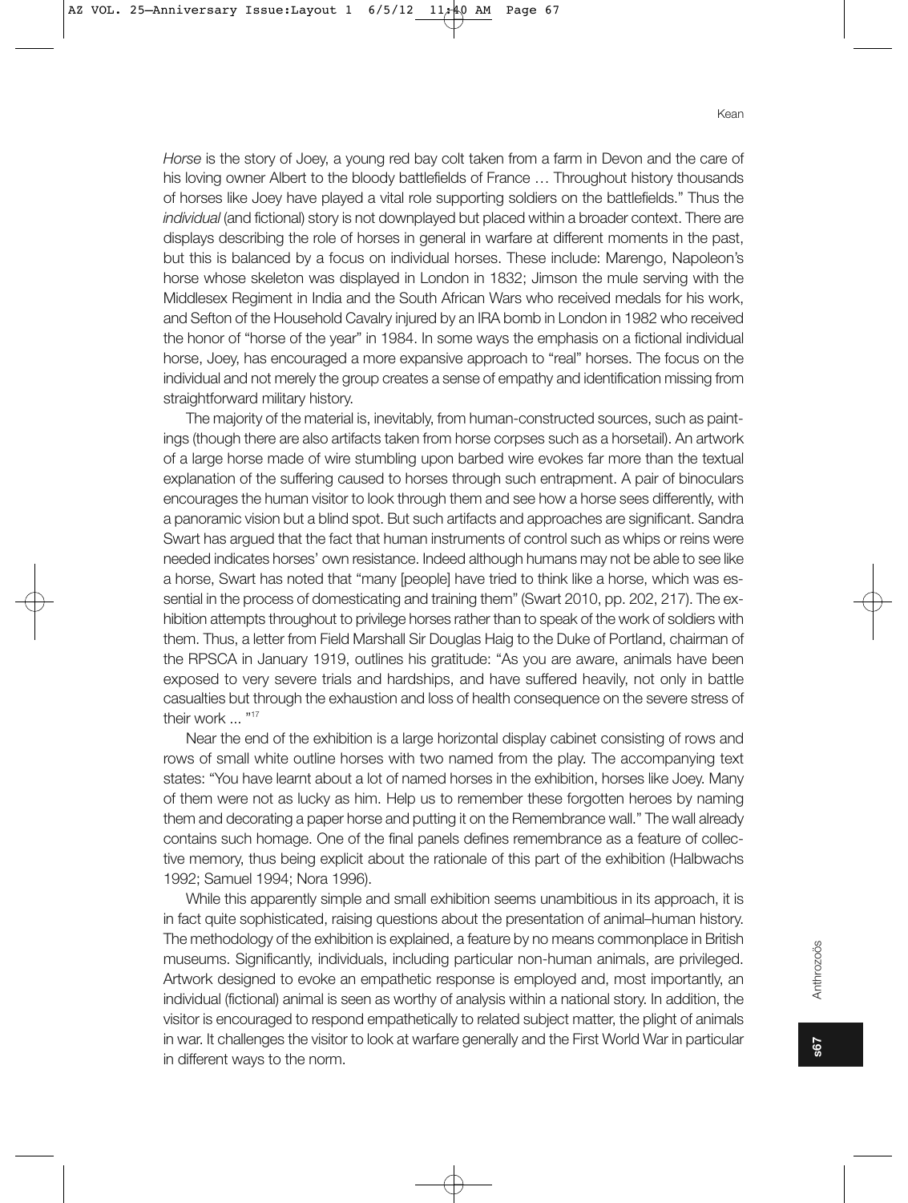*Horse* is the story of Joey, a young red bay colt taken from a farm in Devon and the care of his loving owner Albert to the bloody battlefields of France … Throughout history thousands of horses like Joey have played a vital role supporting soldiers on the battlefields." Thus the *individual* (and fictional) story is not downplayed but placed within a broader context. There are displays describing the role of horses in general in warfare at different moments in the past, but this is balanced by a focus on individual horses. These include: Marengo, Napoleon's horse whose skeleton was displayed in London in 1832; Jimson the mule serving with the Middlesex Regiment in India and the South African Wars who received medals for his work, and Sefton of the Household Cavalry injured by an IRA bomb in London in 1982 who received the honor of "horse of the year" in 1984. In some ways the emphasis on a fictional individual horse, Joey, has encouraged a more expansive approach to "real" horses. The focus on the individual and not merely the group creates a sense of empathy and identification missing from straightforward military history.

The majority of the material is, inevitably, from human-constructed sources, such as paintings (though there are also artifacts taken from horse corpses such as a horsetail). An artwork of a large horse made of wire stumbling upon barbed wire evokes far more than the textual explanation of the suffering caused to horses through such entrapment. A pair of binoculars encourages the human visitor to look through them and see how a horse sees differently, with a panoramic vision but a blind spot. But such artifacts and approaches are significant. Sandra Swart has argued that the fact that human instruments of control such as whips or reins were needed indicates horses' own resistance. Indeed although humans may not be able to see like a horse, Swart has noted that "many [people] have tried to think like a horse, which was essential in the process of domesticating and training them" (Swart 2010, pp. 202, 217). The exhibition attempts throughout to privilege horses rather than to speak of the work of soldiers with them. Thus, a letter from Field Marshall Sir Douglas Haig to the Duke of Portland, chairman of the RPSCA in January 1919, outlines his gratitude: "As you are aware, animals have been exposed to very severe trials and hardships, and have suffered heavily, not only in battle casualties but through the exhaustion and loss of health consequence on the severe stress of their work ... "[17]

Near the end of the exhibition is a large horizontal display cabinet consisting of rows and rows of small white outline horses with two named from the play. The accompanying text states: "You have learnt about a lot of named horses in the exhibition, horses like Joey. Many of them were not as lucky as him. Help us to remember these forgotten heroes by naming them and decorating a paper horse and putting it on the Remembrance wall." The wall already contains such homage. One of the final panels defines remembrance as a feature of collective memory, thus being explicit about the rationale of this part of the exhibition (Halbwachs 1992; Samuel 1994; Nora 1996).

While this apparently simple and small exhibition seems unambitious in its approach, it is in fact quite sophisticated, raising questions about the presentation of animal–human history. The methodology of the exhibition is explained, a feature by no means commonplace in British museums. Significantly, individuals, including particular non-human animals, are privileged. Artwork designed to evoke an empathetic response is employed and, most importantly, an individual (fictional) animal is seen as worthy of analysis within a national story. In addition, the visitor is encouraged to respond empathetically to related subject matter, the plight of animals in war. It challenges the visitor to look at warfare generally and the First World War in particular in different ways to the norm.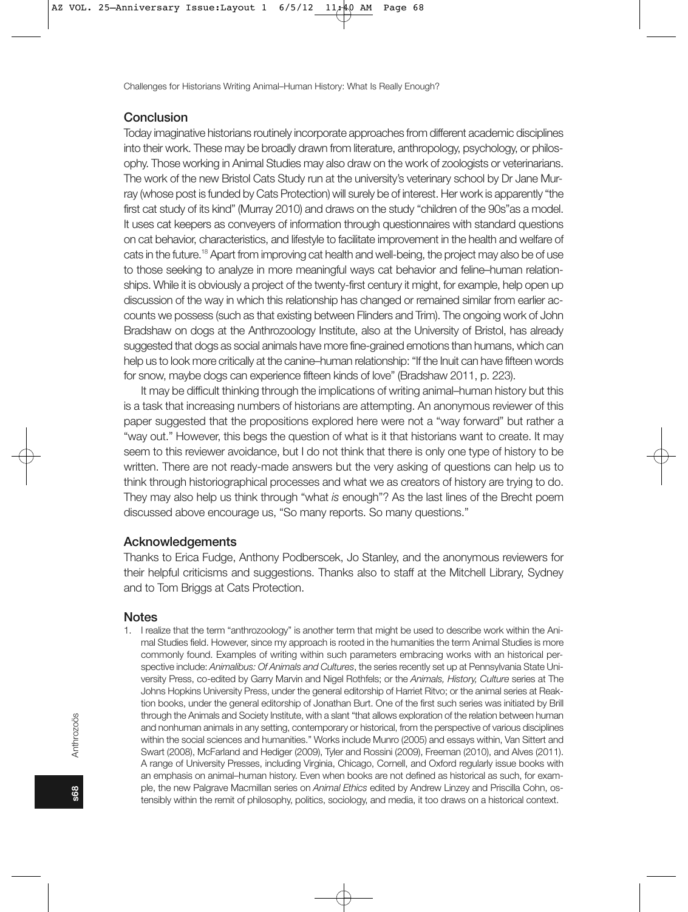## Conclusion

Today imaginative historians routinely incorporate approaches from different academic disciplines into their work. These may be broadly drawn from literature, anthropology, psychology, or philosophy. Those working in Animal Studies may also draw on the work of zoologists or veterinarians. The work of the new Bristol Cats Study run at the university's veterinary school by Dr Jane Murray (whose post is funded by Cats Protection) will surely be of interest. Her work is apparently "the first cat study of its kind" (Murray 2010) and draws on the study "children of the 90s"as a model. It uses cat keepers as conveyers of information through questionnaires with standard questions on cat behavior, characteristics, and lifestyle to facilitate improvement in the health and welfare of cats in the future.[18] Apart from improving cat health and well-being, the project may also be of use to those seeking to analyze in more meaningful ways cat behavior and feline–human relationships. While it is obviously a project of the twenty-first century it might, for example, help open up discussion of the way in which this relationship has changed or remained similar from earlier accounts we possess (such as that existing between Flinders and Trim). The ongoing work of John Bradshaw on dogs at the Anthrozoology Institute, also at the University of Bristol, has already suggested that dogs as social animals have more fine-grained emotions than humans, which can help us to look more critically at the canine–human relationship: "If the Inuit can have fifteen words for snow, maybe dogs can experience fifteen kinds of love" (Bradshaw 2011, p. 223).

It may be difficult thinking through the implications of writing animal–human history but this is a task that increasing numbers of historians are attempting. An anonymous reviewer of this paper suggested that the propositions explored here were not a "way forward" but rather a "way out." However, this begs the question of what is it that historians want to create. It may seem to this reviewer avoidance, but I do not think that there is only one type of history to be written. There are not ready-made answers but the very asking of questions can help us to think through historiographical processes and what we as creators of history are trying to do. They may also help us think through "what *is* enough"? As the last lines of the Brecht poem discussed above encourage us, "So many reports. So many questions."

## Acknowledgements

Thanks to Erica Fudge, Anthony Podberscek, Jo Stanley, and the anonymous reviewers for their helpful criticisms and suggestions. Thanks also to staff at the Mitchell Library, Sydney and to Tom Briggs at Cats Protection.

## Notes

1. I realize that the term "anthrozoology" is another term that might be used to describe work within the Animal Studies field. However, since my approach is rooted in the humanities the term Animal Studies is more commonly found. Examples of writing within such parameters embracing works with an historical perspective include: *Animalibus: Of Animals and Cultures*, the series recently set up at Pennsylvania State University Press, co-edited by Garry Marvin and Nigel Rothfels; or the *Animals, History, Culture* series at The Johns Hopkins University Press, under the general editorship of Harriet Ritvo; or the animal series at Reaktion books, under the general editorship of Jonathan Burt. One of the first such series was initiated by Brill through the Animals and Society Institute, with a slant "that allows exploration of the relation between human and nonhuman animals in any setting, contemporary or historical, from the perspective of various disciplines within the social sciences and humanities." Works include Munro (2005) and essays within, Van Sittert and Swart (2008), McFarland and Hediger (2009), Tyler and Rossini (2009), Freeman (2010), and Alves (2011). A range of University Presses, including Virginia, Chicago, Cornell, and Oxford regularly issue books with an emphasis on animal–human history. Even when books are not defined as historical as such, for example, the new Palgrave Macmillan series on *Animal Ethics* edited by Andrew Linzey and Priscilla Cohn, ostensibly within the remit of philosophy, politics, sociology, and media, it too draws on a historical context.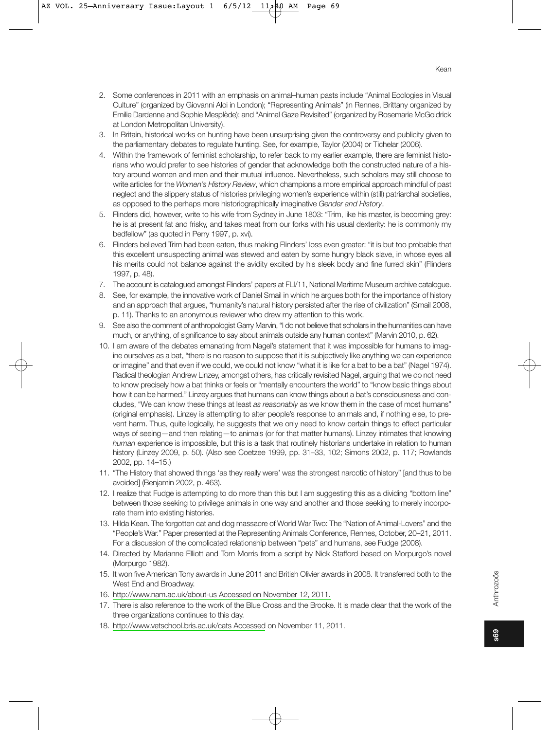2. Some conferences in 2011 with an emphasis on animal–human pasts include "Animal Ecologies in Visual Culture" (organized by Giovanni Aloi in London); "Representing Animals" (in Rennes, Brittany organized by Emilie Dardenne and Sophie Mesplède); and "Animal Gaze Revisited" (organized by Rosemarie McGoldrick at London Metropolitan University).
3. In Britain, historical works on hunting have been unsurprising given the controversy and publicity given to the parliamentary debates to regulate hunting. See, for example, Taylor (2004) or Tichelar (2006).
4. Within the framework of feminist scholarship, to refer back to my earlier example, there are feminist historians who would prefer to see histories of gender that acknowledge both the constructed nature of a history around women and men and their mutual influence. Nevertheless, such scholars may still choose to write articles for the *Women's History Review*, which champions a more empirical approach mindful of past neglect and the slippery status of histories privileging women's experience within (still) patriarchal societies, as opposed to the perhaps more historiographically imaginative *Gender and History*.
5. Flinders did, however, write to his wife from Sydney in June 1803: "Trim, like his master, is becoming grey: he is at present fat and frisky, and takes meat from our forks with his usual dexterity: he is commonly my bedfellow" (as quoted in Perry 1997, p. xvi).
6. Flinders believed Trim had been eaten, thus making Flinders' loss even greater: "it is but too probable that this excellent unsuspecting animal was stewed and eaten by some hungry black slave, in whose eyes all his merits could not balance against the avidity excited by his sleek body and fine furred skin" (Flinders 1997, p. 48).
7. The account is catalogued amongst Flinders' papers at FLI/11, National Maritime Museum archive catalogue.
8. See, for example, the innovative work of Daniel Smail in which he argues both for the importance of history and an approach that argues, "humanity's natural history persisted after the rise of civilization" (Smail 2008, p. 11). Thanks to an anonymous reviewer who drew my attention to this work.
9. See also the comment of anthropologist Garry Marvin, "I do not believe that scholars in the humanities can have much, or anything, of significance to say about animals outside any human context" (Marvin 2010, p. 62).
10. I am aware of the debates emanating from Nagel's statement that it was impossible for humans to imagine ourselves as a bat, "there is no reason to suppose that it is subjectively like anything we can experience or imagine" and that even if we could, we could not know "what it is like for a bat to be a bat" (Nagel 1974). Radical theologian Andrew Linzey, amongst others, has critically revisited Nagel, arguing that we do not need to know precisely how a bat thinks or feels or "mentally encounters the world" to "know basic things about how it can be harmed." Linzey argues that humans can know things about a bat's consciousness and concludes, "We can know these things at least *as reasonably* as we know them in the case of most humans" (original emphasis). Linzey is attempting to alter people's response to animals and, if nothing else, to prevent harm. Thus, quite logically, he suggests that we only need to know certain things to effect particular ways of seeing—and then relating—to animals (or for that matter humans). Linzey intimates that knowing *human* experience is impossible, but this is a task that routinely historians undertake in relation to human history (Linzey 2009, p. 50). (Also see Coetzee 1999, pp. 31–33, 102; Simons 2002, p. 117; Rowlands 2002, pp. 14–15.)
11. "The History that showed things 'as they really were' was the strongest narcotic of history" [and thus to be avoided] (Benjamin 2002, p. 463).
12. I realize that Fudge is attempting to do more than this but I am suggesting this as a dividing "bottom line" between those seeking to privilege animals in one way and another and those seeking to merely incorporate them into existing histories.
13. Hilda Kean. The forgotten cat and dog massacre of World War Two: The "Nation of Animal-Lovers" and the "People's War." Paper presented at the Representing Animals Conference, Rennes, October, 20–21, 2011. For a discussion of the complicated relationship between "pets" and humans, see Fudge (2008).
14. Directed by Marianne Elliott and Tom Morris from a script by Nick Stafford based on Morpurgo's novel (Morpurgo 1982).
15. It won five American Tony awards in June 2011 and British Olivier awards in 2008. It transferred both to the West End and Broadway.
16. http://www.nam.ac.uk/about-us Accessed on November 12, 2011.
17. There is also reference to the work of the Blue Cross and the Brooke. It is made clear that the work of the three organizations continues to this day.
18. http://www.vetschool.bris.ac.uk/cats Accessed on November 11, 2011.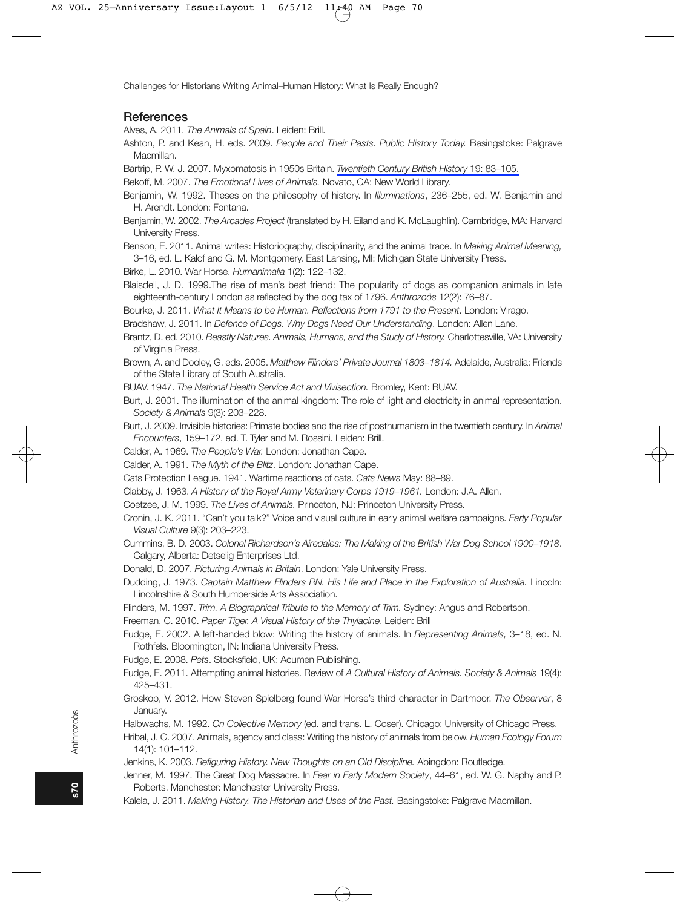## References

Alves, A. 2011. *The Animals of Spain*. Leiden: Brill.

Ashton, P. and Kean, H. eds. 2009. *People and Their Pasts. Public History Today.* Basingstoke: Palgrave Macmillan.

Bartrip, P. W. J. 2007. Myxomatosis in 1950s Britain. *Twentieth Century British History* 19: 83–105.

Bekoff, M. 2007. *The Emotional Lives of Animals.* Novato, CA: New World Library.

Benjamin, W. 1992. Theses on the philosophy of history. In *Illuminations*, 236–255, ed. W. Benjamin and H. Arendt. London: Fontana.

Benjamin, W. 2002. *The Arcades Project* (translated by H. Eiland and K. McLaughlin). Cambridge, MA: Harvard University Press.

Benson, E. 2011. Animal writes: Historiography, disciplinarity, and the animal trace. In *Making Animal Meaning,* 3–16, ed. L. Kalof and G. M. Montgomery. East Lansing, MI: Michigan State University Press.

Birke, L. 2010. War Horse. *Humanimalia* 1(2): 122–132.

Blaisdell, J. D. 1999.The rise of man's best friend: The popularity of dogs as companion animals in late eighteenth-century London as reflected by the dog tax of 1796. *Anthrozoös* 12(2): 76–87.

Bourke, J. 2011. *What It Means to be Human. Reflections from 1791 to the Present*. London: Virago.

Bradshaw, J. 2011. *In Defence of Dogs. Why Dogs Need Our Understanding*. London: Allen Lane.

Brantz, D. ed. 2010. *Beastly Natures. Animals, Humans, and the Study of History.* Charlottesville, VA: University of Virginia Press.

Brown, A. and Dooley, G. eds. 2005. *Matthew Flinders' Private Journal 1803–1814.* Adelaide, Australia: Friends of the State Library of South Australia.

BUAV. 1947. *The National Health Service Act and Vivisection.* Bromley, Kent: BUAV.

Burt, J. 2001. The illumination of the animal kingdom: The role of light and electricity in animal representation. *Society & Animals* 9(3): 203–228.

Burt, J. 2009. Invisible histories: Primate bodies and the rise of posthumanism in the twentieth century. In *Animal Encounters*, 159–172, ed. T. Tyler and M. Rossini. Leiden: Brill.

Calder, A. 1969. *The People's War.* London: Jonathan Cape.

Calder, A. 1991. *The Myth of the Blitz*. London: Jonathan Cape.

Cats Protection League. 1941. Wartime reactions of cats. *Cats News* May: 88–89.

Clabby, J. 1963. *A History of the Royal Army Veterinary Corps 1919–1961.* London: J.A. Allen.

Coetzee, J. M. 1999. *The Lives of Animals.* Princeton, NJ: Princeton University Press.

Cronin, J. K. 2011. "Can't you talk?" Voice and visual culture in early animal welfare campaigns. *Early Popular Visual Culture* 9(3): 203–223.

Cummins, B. D. 2003. *Colonel Richardson's Airedales: The Making of the British War Dog School 1900–1918*. Calgary, Alberta: Detselig Enterprises Ltd.

Donald, D. 2007. *Picturing Animals in Britain*. London: Yale University Press.

Dudding, J. 1973. *Captain Matthew Flinders RN. His Life and Place in the Exploration of Australia.* Lincoln: Lincolnshire & South Humberside Arts Association.

Flinders, M. 1997. *Trim. A Biographical Tribute to the Memory of Trim.* Sydney: Angus and Robertson.

Freeman, C. 2010. *Paper Tiger. A Visual History of the Thylacine*. Leiden: Brill

Fudge, E. 2002. A left-handed blow: Writing the history of animals. In *Representing Animals,* 3–18, ed. N. Rothfels. Bloomington, IN: Indiana University Press.

Fudge, E. 2008. *Pets*. Stocksfield, UK: Acumen Publishing.

Fudge, E. 2011. Attempting animal histories. Review of *A Cultural History of Animals. Society & Animals* 19(4): 425–431.

Groskop, V. 2012. How Steven Spielberg found War Horse's third character in Dartmoor. *The Observer*, 8 January.

Halbwachs, M. 1992. *On Collective Memory* (ed. and trans. L. Coser). Chicago: University of Chicago Press.

Hribal, J. C. 2007. Animals, agency and class: Writing the history of animals from below. *Human Ecology Forum* 14(1): 101–112.

Jenkins, K. 2003. *Refiguring History. New Thoughts on an Old Discipline.* Abingdon: Routledge.

Jenner, M. 1997. The Great Dog Massacre. In *Fear in Early Modern Society*, 44–61, ed. W. G. Naphy and P. Roberts. Manchester: Manchester University Press.

Kalela, J. 2011. *Making History. The Historian and Uses of the Past.* Basingstoke: Palgrave Macmillan.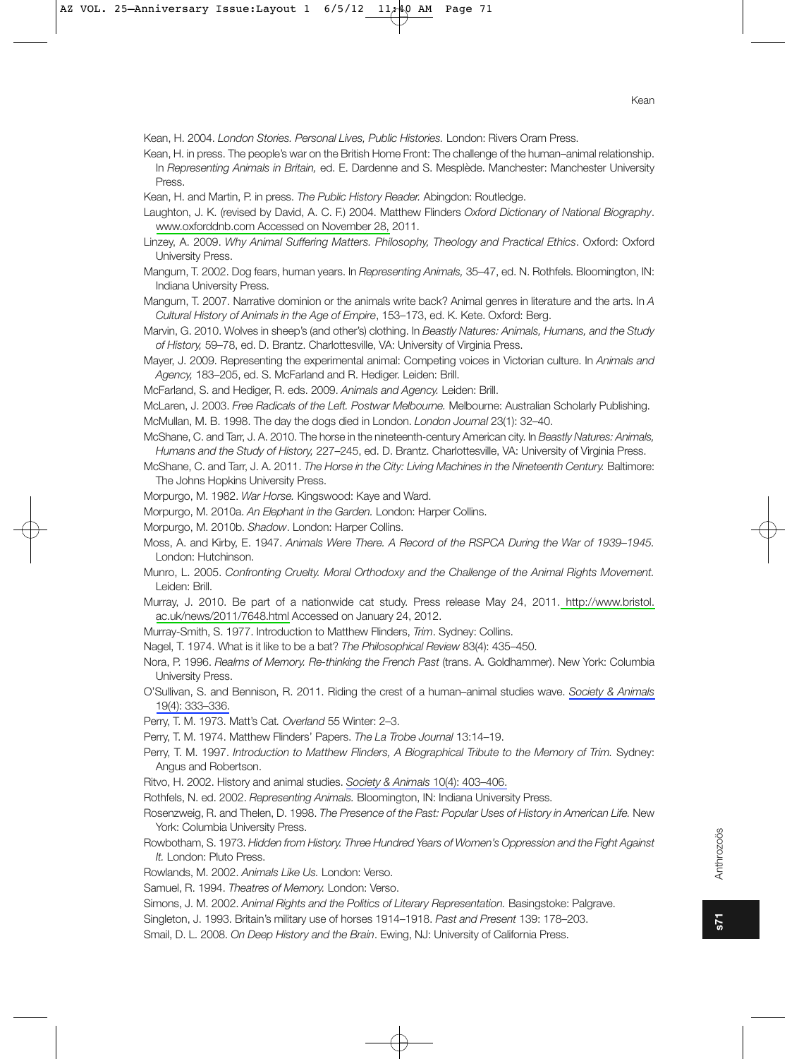Kean, H. 2004. *London Stories. Personal Lives, Public Histories.* London: Rivers Oram Press.

Kean, H. in press. The people's war on the British Home Front: The challenge of the human–animal relationship. In *Representing Animals in Britain,* ed. E. Dardenne and S. Mesplède. Manchester: Manchester University Press.

Kean, H. and Martin, P. in press. *The Public History Reader.* Abingdon: Routledge.

Laughton, J. K. (revised by David, A. C. F.) 2004. Matthew Flinders *Oxford Dictionary of National Biography*. www.oxforddnb.com Accessed on November 28, 2011.

Linzey, A. 2009. *Why Animal Suffering Matters. Philosophy, Theology and Practical Ethics*. Oxford: Oxford University Press.

Mangum, T. 2002. Dog fears, human years. In *Representing Animals,* 35–47, ed. N. Rothfels. Bloomington, IN: Indiana University Press.

Mangum, T. 2007. Narrative dominion or the animals write back? Animal genres in literature and the arts. In *A Cultural History of Animals in the Age of Empire*, 153–173, ed. K. Kete. Oxford: Berg.

Marvin, G. 2010. Wolves in sheep's (and other's) clothing. In *Beastly Natures: Animals, Humans, and the Study of History,* 59–78, ed. D. Brantz. Charlottesville, VA: University of Virginia Press.

Mayer, J. 2009. Representing the experimental animal: Competing voices in Victorian culture. In *Animals and Agency,* 183–205, ed. S. McFarland and R. Hediger. Leiden: Brill.

McFarland, S. and Hediger, R. eds. 2009. *Animals and Agency.* Leiden: Brill.

McLaren, J. 2003. *Free Radicals of the Left. Postwar Melbourne.* Melbourne: Australian Scholarly Publishing.

McMullan, M. B. 1998. The day the dogs died in London. *London Journal* 23(1): 32–40.

McShane, C. and Tarr, J. A. 2010. The horse in the nineteenth-century American city. In *Beastly Natures: Animals, Humans and the Study of History,* 227–245, ed. D. Brantz. Charlottesville, VA: University of Virginia Press.

McShane, C. and Tarr, J. A. 2011. *The Horse in the City: Living Machines in the Nineteenth Century.* Baltimore: The Johns Hopkins University Press.

Morpurgo, M. 1982. *War Horse.* Kingswood: Kaye and Ward.

Morpurgo, M. 2010a. *An Elephant in the Garden.* London: Harper Collins.

Morpurgo, M. 2010b. *Shadow*. London: Harper Collins.

Moss, A. and Kirby, E. 1947. *Animals Were There. A Record of the RSPCA During the War of 1939–1945.* London: Hutchinson.

Munro, L. 2005. *Confronting Cruelty. Moral Orthodoxy and the Challenge of the Animal Rights Movement.* Leiden: Brill.

Murray, J. 2010. Be part of a nationwide cat study. Press release May 24, 2011. http://www.bristol.ac.uk/news/2011/7648.html Accessed on January 24, 2012.

Murray-Smith, S. 1977. Introduction to Matthew Flinders, *Trim*. Sydney: Collins.

Nagel, T. 1974. What is it like to be a bat? *The Philosophical Review* 83(4): 435–450.

Nora, P. 1996. *Realms of Memory. Re-thinking the French Past* (trans. A. Goldhammer). New York: Columbia University Press.

O'Sullivan, S. and Bennison, R. 2011. Riding the crest of a human–animal studies wave. *Society & Animals* 19(4): 333–336.

Perry, T. M. 1973. Matt's Cat. *Overland* 55 Winter: 2–3.

Perry, T. M. 1974. Matthew Flinders' Papers. *The La Trobe Journal* 13:14–19.

Perry, T. M. 1997. *Introduction to Matthew Flinders, A Biographical Tribute to the Memory of Trim.* Sydney: Angus and Robertson.

Ritvo, H. 2002. History and animal studies. *Society & Animals* 10(4): 403–406.

Rothfels, N. ed. 2002. *Representing Animals.* Bloomington, IN: Indiana University Press.

Rosenzweig, R. and Thelen, D. 1998. *The Presence of the Past: Popular Uses of History in American Life.* New York: Columbia University Press.

Rowbotham, S. 1973. *Hidden from History. Three Hundred Years of Women's Oppression and the Fight Against It.* London: Pluto Press.

Rowlands, M. 2002. *Animals Like Us.* London: Verso.

Samuel, R. 1994. *Theatres of Memory.* London: Verso.

Simons, J. M. 2002. *Animal Rights and the Politics of Literary Representation.* Basingstoke: Palgrave.

Singleton, J. 1993. Britain's military use of horses 1914–1918. *Past and Present* 139: 178–203.

Smail, D. L. 2008. *On Deep History and the Brain*. Ewing, NJ: University of California Press.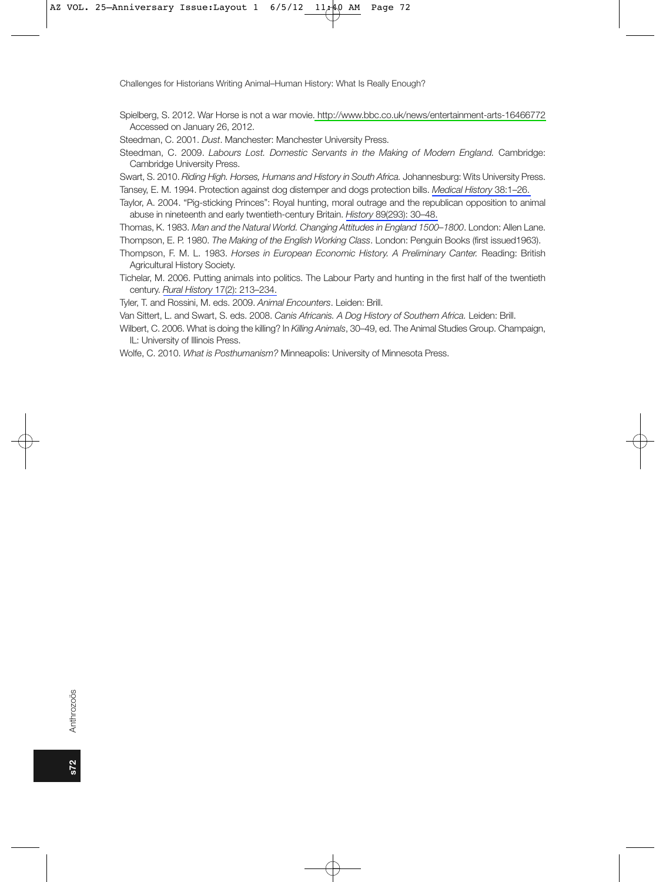Spielberg, S. 2012. War Horse is not a war movie. http://www.bbc.co.uk/news/entertainment-arts-16466772 Accessed on January 26, 2012.

Steedman, C. 2001. *Dust*. Manchester: Manchester University Press.

Steedman, C. 2009. *Labours Lost. Domestic Servants in the Making of Modern England.* Cambridge: Cambridge University Press.

Swart, S. 2010. *Riding High. Horses, Humans and History in South Africa.* Johannesburg: Wits University Press.

Tansey, E. M. 1994. Protection against dog distemper and dogs protection bills. *Medical History* 38:1–26.

Taylor, A. 2004. "Pig-sticking Princes": Royal hunting, moral outrage and the republican opposition to animal abuse in nineteenth and early twentieth-century Britain. *History* 89(293): 30–48.

Thomas, K. 1983. *Man and the Natural World. Changing Attitudes in England 1500–1800*. London: Allen Lane.

Thompson, E. P. 1980. *The Making of the English Working Class*. London: Penguin Books (first issued1963).

Thompson, F. M. L. 1983. *Horses in European Economic History. A Preliminary Canter.* Reading: British Agricultural History Society.

Tichelar, M. 2006. Putting animals into politics. The Labour Party and hunting in the first half of the twentieth century. *Rural History* 17(2): 213–234.

Tyler, T. and Rossini, M. eds. 2009. *Animal Encounters*. Leiden: Brill.

Van Sittert, L. and Swart, S. eds. 2008. *Canis Africanis. A Dog History of Southern Africa.* Leiden: Brill.

Wilbert, C. 2006. What is doing the killing? In *Killing Animals*, 30–49, ed. The Animal Studies Group. Champaign, IL: University of Illinois Press.

Wolfe, C. 2010. *What is Posthumanism?* Minneapolis: University of Minnesota Press.